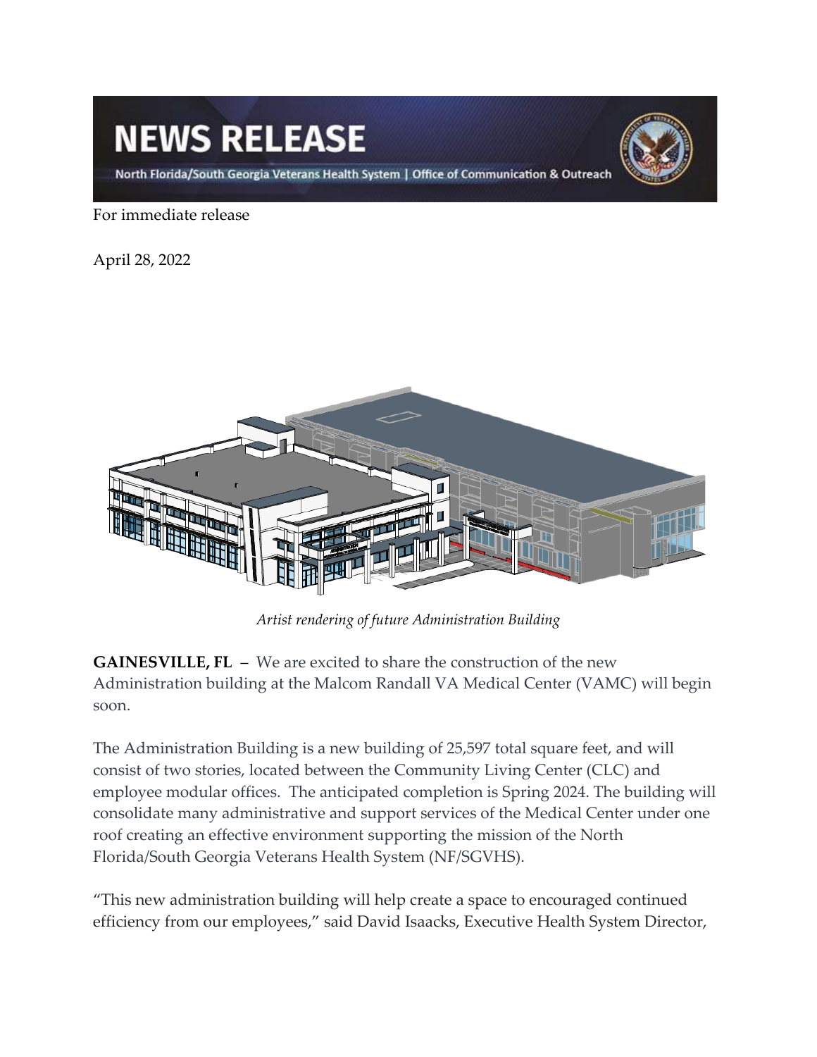# NEWS RELEASE

North Florida/South Georgia Veterans Health System | Office of Communication & Outreach

For immediate release

April 28, 2022

*Artist rendering of future Administration Building*

**GAINESVILLE, FL** – We are excited to share the construction of the new Administration building at the Malcom Randall VA Medical Center (VAMC) will begin soon.

The Administration Building is a new building of 25,597 total square feet, and will consist of two stories, located between the Community Living Center (CLC) and employee modular offices. The anticipated completion is Spring 2024. The building will consolidate many administrative and support services of the Medical Center under one roof creating an effective environment supporting the mission of the North Florida/South Georgia Veterans Health System (NF/SGVHS).

"This new administration building will help create a space to encouraged continued efficiency from our employees," said David Isaacks, Executive Health System Director,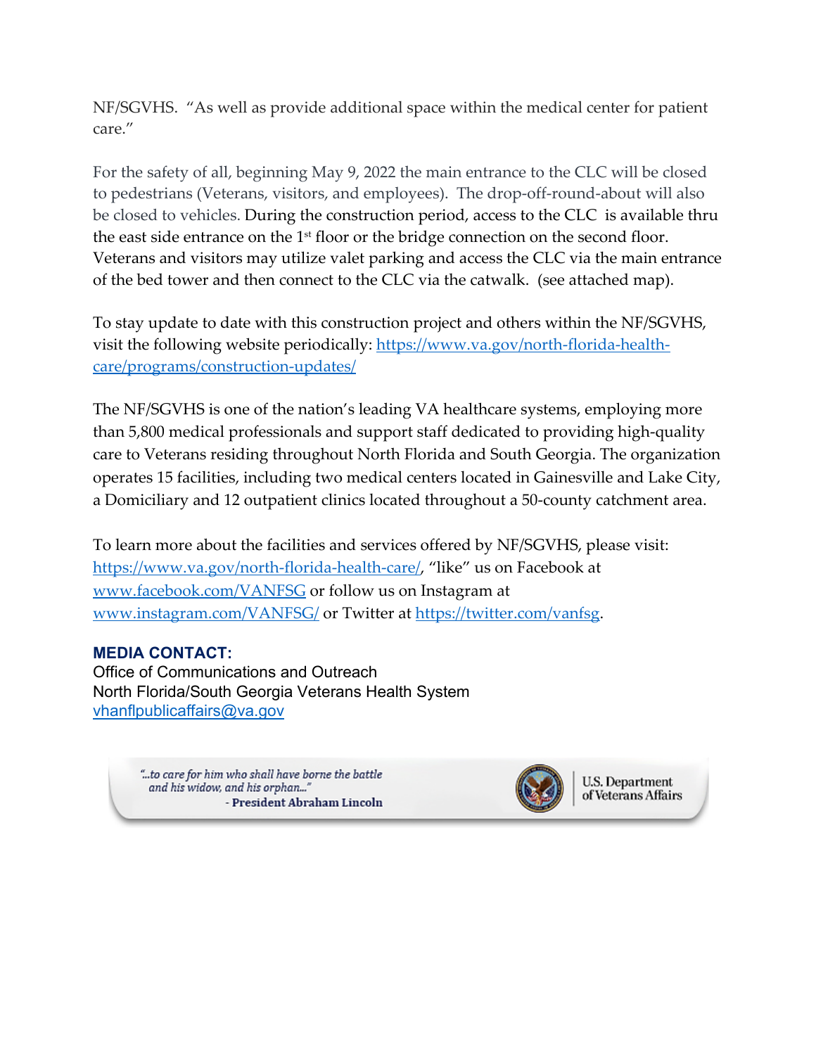NF/SGVHS. "As well as provide additional space within the medical center for patient care."

For the safety of all, beginning May 9, 2022 the main entrance to the CLC will be closed to pedestrians (Veterans, visitors, and employees). The drop-off-round-about will also be closed to vehicles. During the construction period, access to the CLC is available thru the east side entrance on the 1st floor or the bridge connection on the second floor. Veterans and visitors may utilize valet parking and access the CLC via the main entrance of the bed tower and then connect to the CLC via the catwalk. (see attached map).

To stay update to date with this construction project and others within the NF/SGVHS, visit the following website periodically: [https://www.va.gov/north-florida-health-care/programs/construction-updates/](https://www.va.gov/north-florida-health-care/programs/construction-updates/)

The NF/SGVHS is one of the nation's leading VA healthcare systems, employing more than 5,800 medical professionals and support staff dedicated to providing high-quality care to Veterans residing throughout North Florida and South Georgia. The organization operates 15 facilities, including two medical centers located in Gainesville and Lake City, a Domiciliary and 12 outpatient clinics located throughout a 50-county catchment area.

To learn more about the facilities and services offered by NF/SGVHS, please visit: [https://www.va.gov/north-florida-health-care/](https://www.va.gov/north-florida-health-care/), "like" us on Facebook at [www.facebook.com/VANFSG](www.facebook.com/VANFSG) or follow us on Instagram at [www.instagram.com/VANFSG/](www.instagram.com/VANFSG/) or Twitter at [https://twitter.com/vanfsg](https://twitter.com/vanfsg).

**MEDIA CONTACT:**
Office of Communications and Outreach
North Florida/South Georgia Veterans Health System
[vhanflpublicaffairs@va.gov](mailto:vhanflpublicaffairs@va.gov)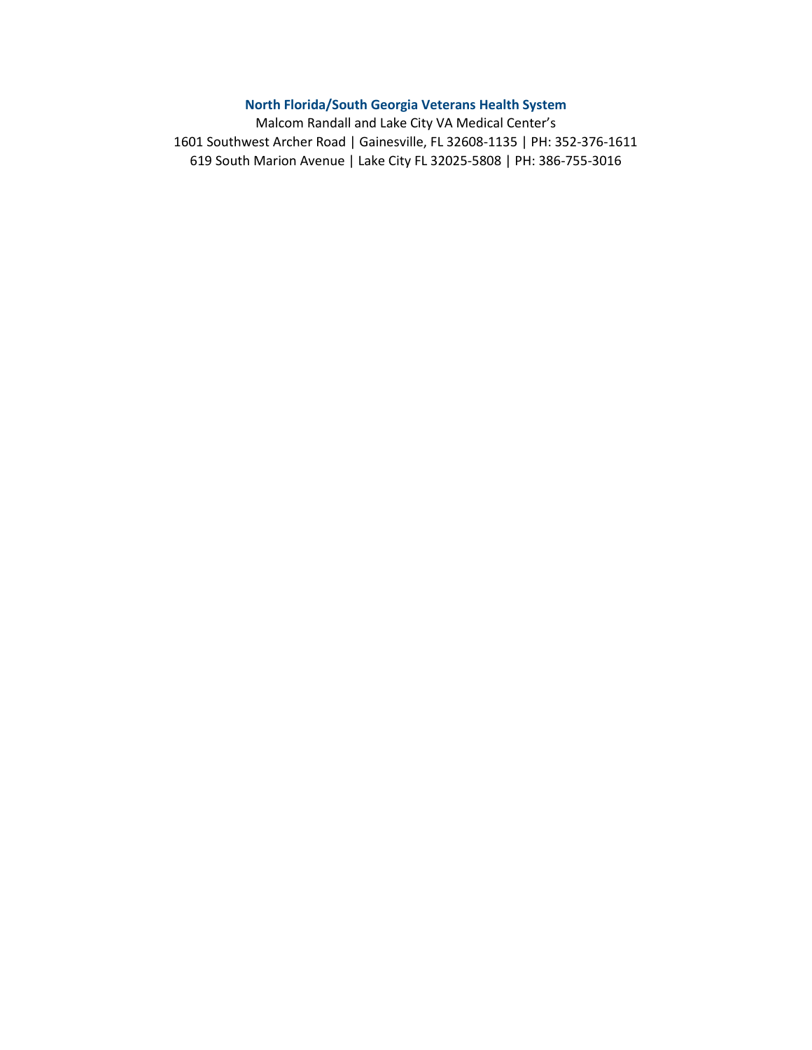**North Florida/South Georgia Veterans Health System**

Malcom Randall and Lake City VA Medical Center's
1601 Southwest Archer Road | Gainesville, FL 32608-1135 | PH: 352-376-1611
619 South Marion Avenue | Lake City FL 32025-5808 | PH: 386-755-3016